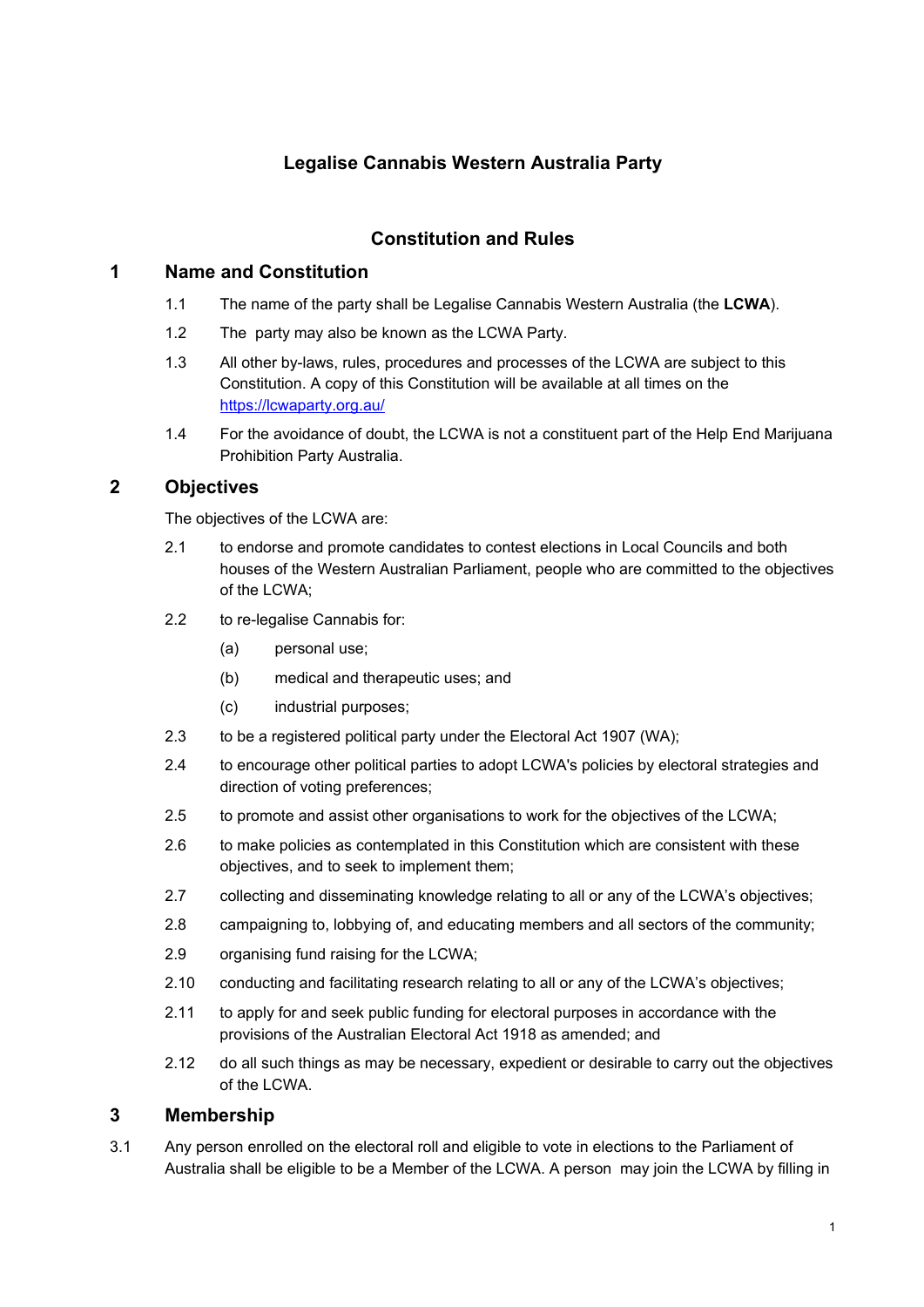# Legalise Cannabis Western Australia Party

## Constitution and Rules

## 1 Name and Constitution

1.1 The name of the party shall be Legalise Cannabis Western Australia (the **LCWA**).

1.2 The party may also be known as the LCWA Party.

1.3 All other by-laws, rules, procedures and processes of the LCWA are subject to this Constitution. A copy of this Constitution will be available at all times on the [https://lcwaparty.org.au/](https://lcwaparty.org.au/)

1.4 For the avoidance of doubt, the LCWA is not a constituent part of the Help End Marijuana Prohibition Party Australia.

## 2 Objectives

The objectives of the LCWA are:

2.1 to endorse and promote candidates to contest elections in Local Councils and both houses of the Western Australian Parliament, people who are committed to the objectives of the LCWA;

2.2 to re-legalise Cannabis for:

(a) personal use;

(b) medical and therapeutic uses; and

(c) industrial purposes;

2.3 to be a registered political party under the Electoral Act 1907 (WA);

2.4 to encourage other political parties to adopt LCWA's policies by electoral strategies and direction of voting preferences;

2.5 to promote and assist other organisations to work for the objectives of the LCWA;

2.6 to make policies as contemplated in this Constitution which are consistent with these objectives, and to seek to implement them;

2.7 collecting and disseminating knowledge relating to all or any of the LCWA's objectives;

2.8 campaigning to, lobbying of, and educating members and all sectors of the community;

2.9 organising fund raising for the LCWA;

2.10 conducting and facilitating research relating to all or any of the LCWA's objectives;

2.11 to apply for and seek public funding for electoral purposes in accordance with the provisions of the Australian Electoral Act 1918 as amended; and

2.12 do all such things as may be necessary, expedient or desirable to carry out the objectives of the LCWA.

## 3 Membership

3.1 Any person enrolled on the electoral roll and eligible to vote in elections to the Parliament of Australia shall be eligible to be a Member of the LCWA. A person may join the LCWA by filling in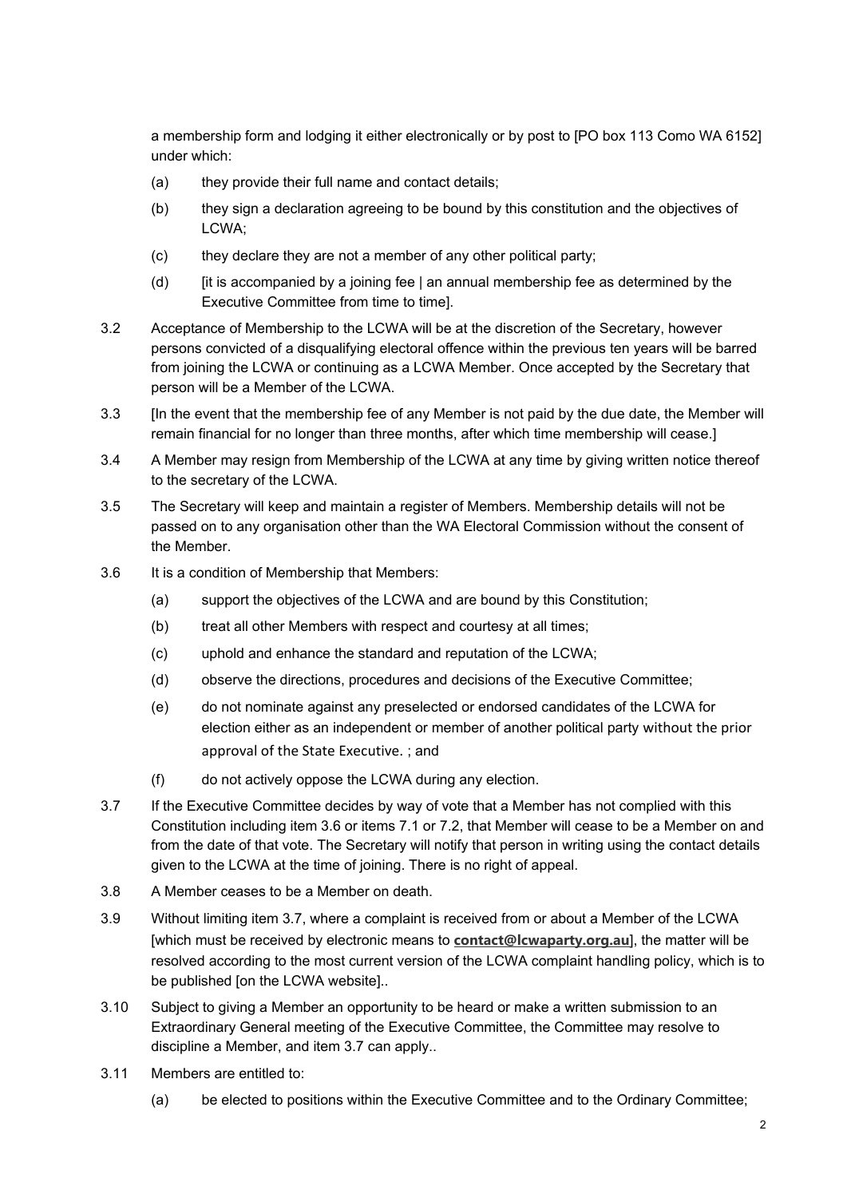a membership form and lodging it either electronically or by post to [PO box 113 Como WA 6152] under which:

(a) they provide their full name and contact details;

(b) they sign a declaration agreeing to be bound by this constitution and the objectives of LCWA;

(c) they declare they are not a member of any other political party;

(d) [it is accompanied by a joining fee | an annual membership fee as determined by the Executive Committee from time to time].

3.2 Acceptance of Membership to the LCWA will be at the discretion of the Secretary, however persons convicted of a disqualifying electoral offence within the previous ten years will be barred from joining the LCWA or continuing as a LCWA Member. Once accepted by the Secretary that person will be a Member of the LCWA.

3.3 [In the event that the membership fee of any Member is not paid by the due date, the Member will remain financial for no longer than three months, after which time membership will cease.]

3.4 A Member may resign from Membership of the LCWA at any time by giving written notice thereof to the secretary of the LCWA.

3.5 The Secretary will keep and maintain a register of Members. Membership details will not be passed on to any organisation other than the WA Electoral Commission without the consent of the Member.

3.6 It is a condition of Membership that Members:

(a) support the objectives of the LCWA and are bound by this Constitution;

(b) treat all other Members with respect and courtesy at all times;

(c) uphold and enhance the standard and reputation of the LCWA;

(d) observe the directions, procedures and decisions of the Executive Committee;

(e) do not nominate against any preselected or endorsed candidates of the LCWA for election either as an independent or member of another political party without the prior approval of the State Executive. ; and

(f) do not actively oppose the LCWA during any election.

3.7 If the Executive Committee decides by way of vote that a Member has not complied with this Constitution including item 3.6 or items 7.1 or 7.2, that Member will cease to be a Member on and from the date of that vote. The Secretary will notify that person in writing using the contact details given to the LCWA at the time of joining. There is no right of appeal.

3.8 A Member ceases to be a Member on death.

3.9 Without limiting item 3.7, where a complaint is received from or about a Member of the LCWA [which must be received by electronic means to **contact@lcwaparty.org.au**], the matter will be resolved according to the most current version of the LCWA complaint handling policy, which is to be published [on the LCWA website]..

3.10 Subject to giving a Member an opportunity to be heard or make a written submission to an Extraordinary General meeting of the Executive Committee, the Committee may resolve to discipline a Member, and item 3.7 can apply..

3.11 Members are entitled to:

(a) be elected to positions within the Executive Committee and to the Ordinary Committee;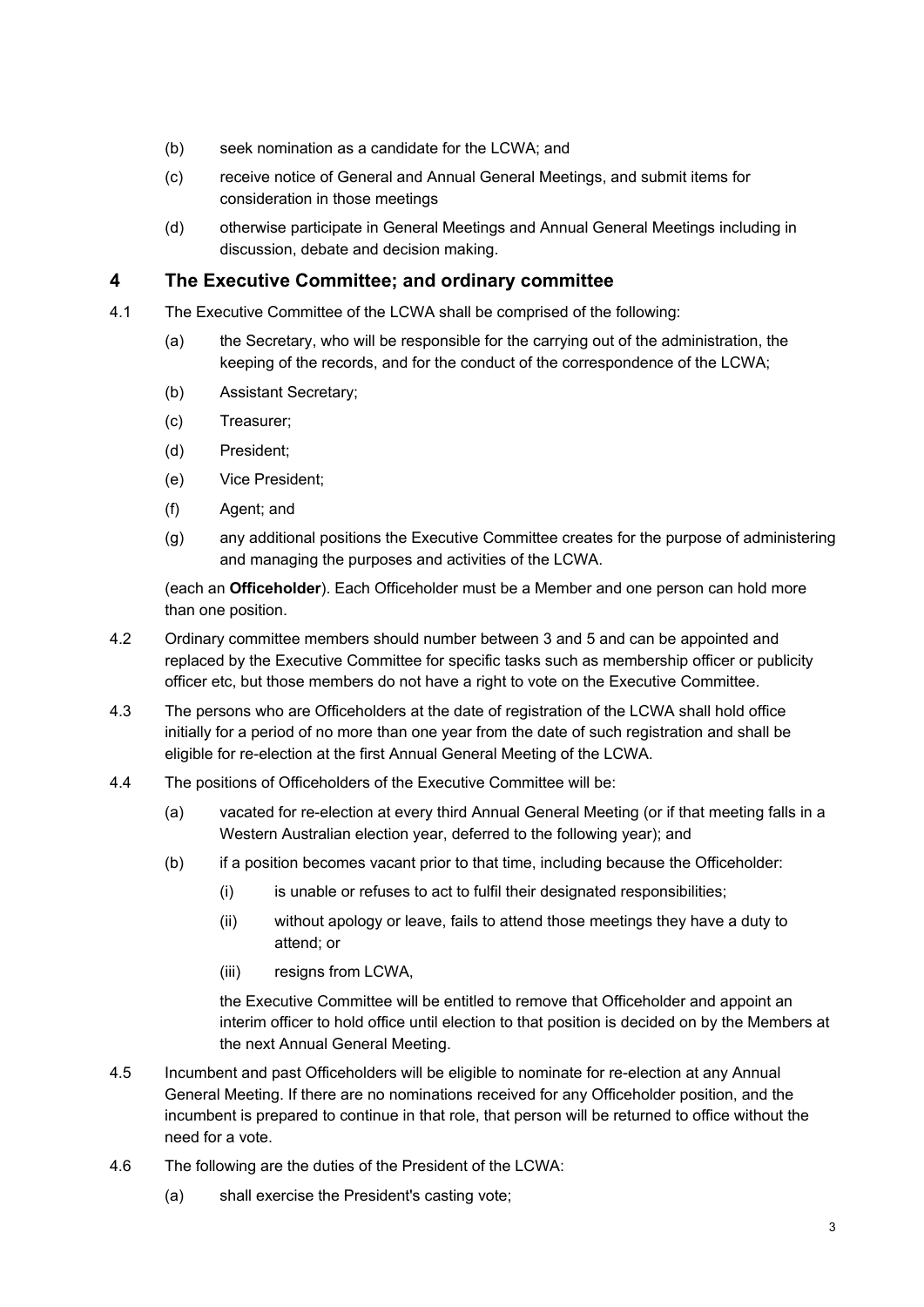(b) seek nomination as a candidate for the LCWA; and

(c) receive notice of General and Annual General Meetings, and submit items for consideration in those meetings

(d) otherwise participate in General Meetings and Annual General Meetings including in discussion, debate and decision making.

## 4 The Executive Committee; and ordinary committee

4.1 The Executive Committee of the LCWA shall be comprised of the following:

(a) the Secretary, who will be responsible for the carrying out of the administration, the keeping of the records, and for the conduct of the correspondence of the LCWA;

(b) Assistant Secretary;

(c) Treasurer;

(d) President;

(e) Vice President;

(f) Agent; and

(g) any additional positions the Executive Committee creates for the purpose of administering and managing the purposes and activities of the LCWA.

(each an **Officeholder**). Each Officeholder must be a Member and one person can hold more than one position.

4.2 Ordinary committee members should number between 3 and 5 and can be appointed and replaced by the Executive Committee for specific tasks such as membership officer or publicity officer etc, but those members do not have a right to vote on the Executive Committee.

4.3 The persons who are Officeholders at the date of registration of the LCWA shall hold office initially for a period of no more than one year from the date of such registration and shall be eligible for re-election at the first Annual General Meeting of the LCWA.

4.4 The positions of Officeholders of the Executive Committee will be:

(a) vacated for re-election at every third Annual General Meeting (or if that meeting falls in a Western Australian election year, deferred to the following year); and

(b) if a position becomes vacant prior to that time, including because the Officeholder:

(i) is unable or refuses to act to fulfil their designated responsibilities;

(ii) without apology or leave, fails to attend those meetings they have a duty to attend; or

(iii) resigns from LCWA,

the Executive Committee will be entitled to remove that Officeholder and appoint an interim officer to hold office until election to that position is decided on by the Members at the next Annual General Meeting.

4.5 Incumbent and past Officeholders will be eligible to nominate for re-election at any Annual General Meeting. If there are no nominations received for any Officeholder position, and the incumbent is prepared to continue in that role, that person will be returned to office without the need for a vote.

4.6 The following are the duties of the President of the LCWA:

(a) shall exercise the President's casting vote;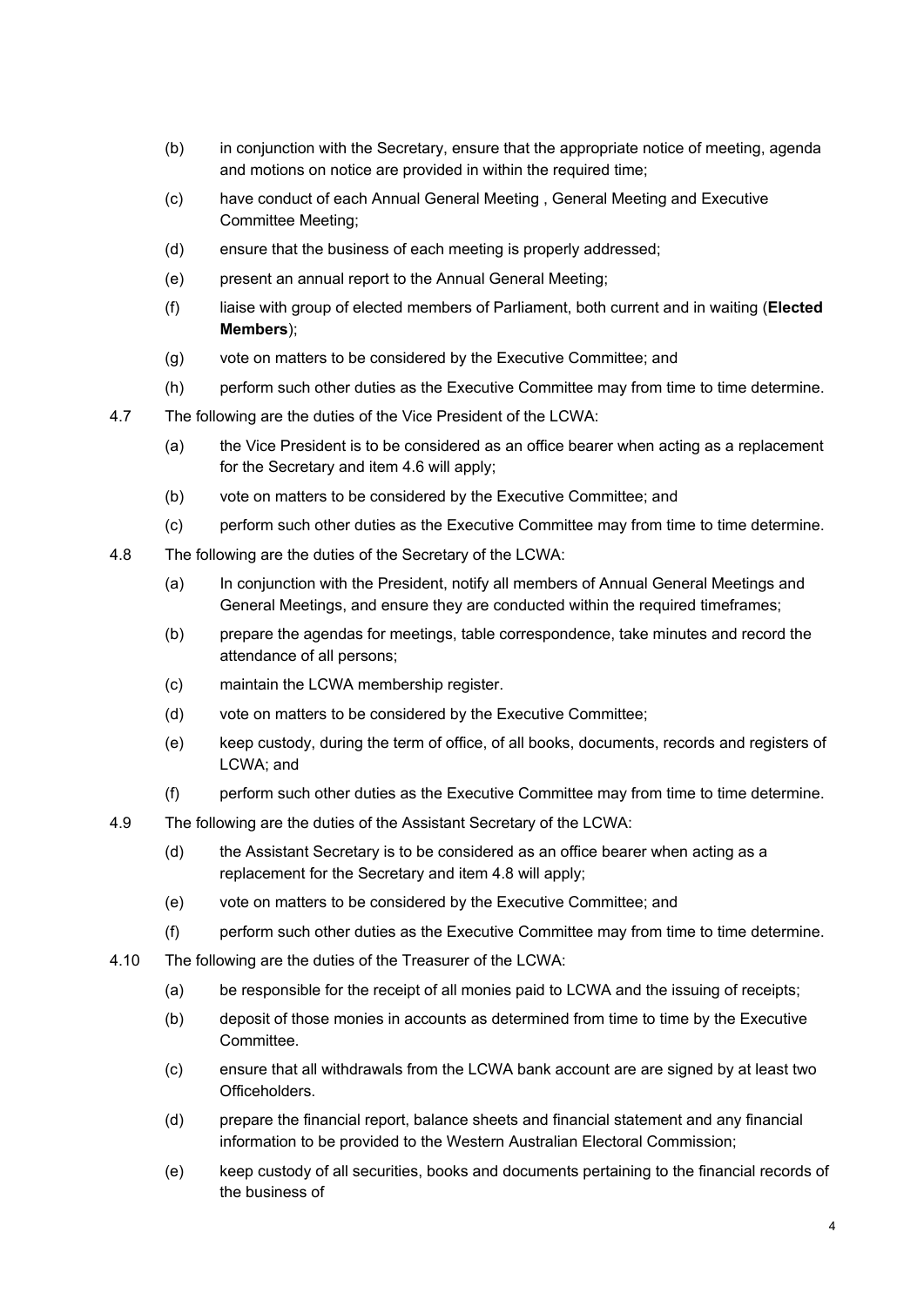(b) in conjunction with the Secretary, ensure that the appropriate notice of meeting, agenda and motions on notice are provided in within the required time;

(c) have conduct of each Annual General Meeting , General Meeting and Executive Committee Meeting;

(d) ensure that the business of each meeting is properly addressed;

(e) present an annual report to the Annual General Meeting;

(f) liaise with group of elected members of Parliament, both current and in waiting (**Elected Members**);

(g) vote on matters to be considered by the Executive Committee; and

(h) perform such other duties as the Executive Committee may from time to time determine.

4.7 The following are the duties of the Vice President of the LCWA:

(a) the Vice President is to be considered as an office bearer when acting as a replacement for the Secretary and item 4.6 will apply;

(b) vote on matters to be considered by the Executive Committee; and

(c) perform such other duties as the Executive Committee may from time to time determine.

4.8 The following are the duties of the Secretary of the LCWA:

(a) In conjunction with the President, notify all members of Annual General Meetings and General Meetings, and ensure they are conducted within the required timeframes;

(b) prepare the agendas for meetings, table correspondence, take minutes and record the attendance of all persons;

(c) maintain the LCWA membership register.

(d) vote on matters to be considered by the Executive Committee;

(e) keep custody, during the term of office, of all books, documents, records and registers of LCWA; and

(f) perform such other duties as the Executive Committee may from time to time determine.

4.9 The following are the duties of the Assistant Secretary of the LCWA:

(d) the Assistant Secretary is to be considered as an office bearer when acting as a replacement for the Secretary and item 4.8 will apply;

(e) vote on matters to be considered by the Executive Committee; and

(f) perform such other duties as the Executive Committee may from time to time determine.

4.10 The following are the duties of the Treasurer of the LCWA:

(a) be responsible for the receipt of all monies paid to LCWA and the issuing of receipts;

(b) deposit of those monies in accounts as determined from time to time by the Executive Committee.

(c) ensure that all withdrawals from the LCWA bank account are are signed by at least two Officeholders.

(d) prepare the financial report, balance sheets and financial statement and any financial information to be provided to the Western Australian Electoral Commission;

(e) keep custody of all securities, books and documents pertaining to the financial records of the business of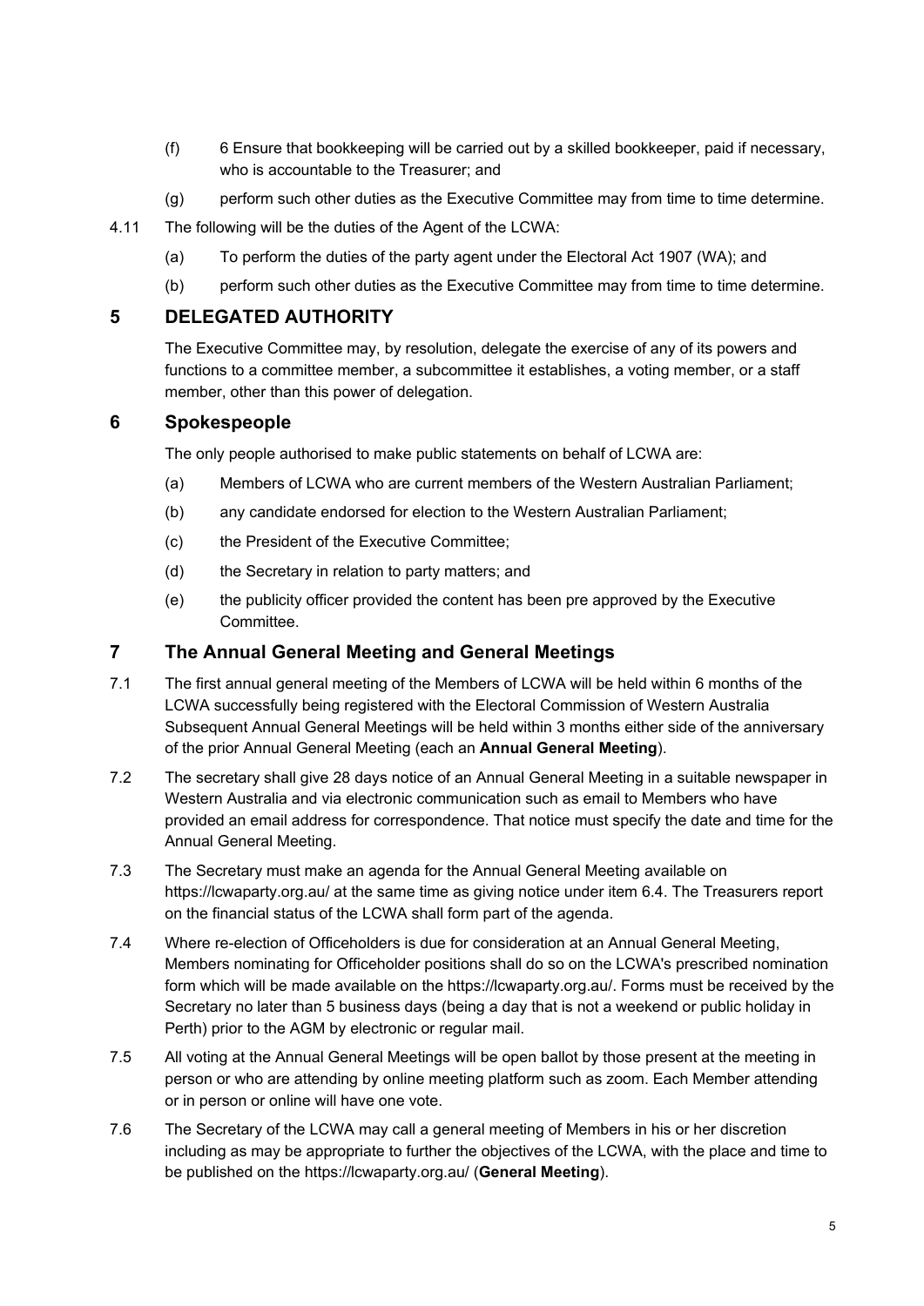(f) 6 Ensure that bookkeeping will be carried out by a skilled bookkeeper, paid if necessary, who is accountable to the Treasurer; and

(g) perform such other duties as the Executive Committee may from time to time determine.

4.11 The following will be the duties of the Agent of the LCWA:

(a) To perform the duties of the party agent under the Electoral Act 1907 (WA); and

(b) perform such other duties as the Executive Committee may from time to time determine.

## 5 DELEGATED AUTHORITY

The Executive Committee may, by resolution, delegate the exercise of any of its powers and functions to a committee member, a subcommittee it establishes, a voting member, or a staff member, other than this power of delegation.

## 6 Spokespeople

The only people authorised to make public statements on behalf of LCWA are:

(a) Members of LCWA who are current members of the Western Australian Parliament;

(b) any candidate endorsed for election to the Western Australian Parliament;

(c) the President of the Executive Committee;

(d) the Secretary in relation to party matters; and

(e) the publicity officer provided the content has been pre approved by the Executive Committee.

## 7 The Annual General Meeting and General Meetings

7.1 The first annual general meeting of the Members of LCWA will be held within 6 months of the LCWA successfully being registered with the Electoral Commission of Western Australia Subsequent Annual General Meetings will be held within 3 months either side of the anniversary of the prior Annual General Meeting (each an **Annual General Meeting**).

7.2 The secretary shall give 28 days notice of an Annual General Meeting in a suitable newspaper in Western Australia and via electronic communication such as email to Members who have provided an email address for correspondence. That notice must specify the date and time for the Annual General Meeting.

7.3 The Secretary must make an agenda for the Annual General Meeting available on https://lcwaparty.org.au/ at the same time as giving notice under item 6.4. The Treasurers report on the financial status of the LCWA shall form part of the agenda.

7.4 Where re-election of Officeholders is due for consideration at an Annual General Meeting, Members nominating for Officeholder positions shall do so on the LCWA's prescribed nomination form which will be made available on the https://lcwaparty.org.au/. Forms must be received by the Secretary no later than 5 business days (being a day that is not a weekend or public holiday in Perth) prior to the AGM by electronic or regular mail.

7.5 All voting at the Annual General Meetings will be open ballot by those present at the meeting in person or who are attending by online meeting platform such as zoom. Each Member attending or in person or online will have one vote.

7.6 The Secretary of the LCWA may call a general meeting of Members in his or her discretion including as may be appropriate to further the objectives of the LCWA, with the place and time to be published on the https://lcwaparty.org.au/ (**General Meeting**).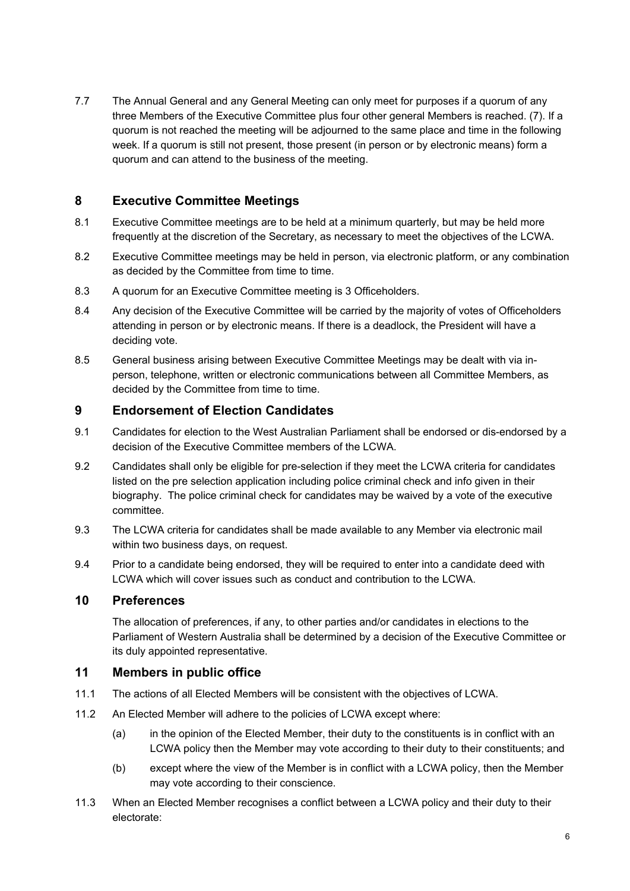7.7 The Annual General and any General Meeting can only meet for purposes if a quorum of any three Members of the Executive Committee plus four other general Members is reached. (7). If a quorum is not reached the meeting will be adjourned to the same place and time in the following week. If a quorum is still not present, those present (in person or by electronic means) form a quorum and can attend to the business of the meeting.

## 8 Executive Committee Meetings

8.1 Executive Committee meetings are to be held at a minimum quarterly, but may be held more frequently at the discretion of the Secretary, as necessary to meet the objectives of the LCWA.

8.2 Executive Committee meetings may be held in person, via electronic platform, or any combination as decided by the Committee from time to time.

8.3 A quorum for an Executive Committee meeting is 3 Officeholders.

8.4 Any decision of the Executive Committee will be carried by the majority of votes of Officeholders attending in person or by electronic means. If there is a deadlock, the President will have a deciding vote.

8.5 General business arising between Executive Committee Meetings may be dealt with via in-person, telephone, written or electronic communications between all Committee Members, as decided by the Committee from time to time.

## 9 Endorsement of Election Candidates

9.1 Candidates for election to the West Australian Parliament shall be endorsed or dis-endorsed by a decision of the Executive Committee members of the LCWA.

9.2 Candidates shall only be eligible for pre-selection if they meet the LCWA criteria for candidates listed on the pre selection application including police criminal check and info given in their biography. The police criminal check for candidates may be waived by a vote of the executive committee.

9.3 The LCWA criteria for candidates shall be made available to any Member via electronic mail within two business days, on request.

9.4 Prior to a candidate being endorsed, they will be required to enter into a candidate deed with LCWA which will cover issues such as conduct and contribution to the LCWA.

## 10 Preferences

The allocation of preferences, if any, to other parties and/or candidates in elections to the Parliament of Western Australia shall be determined by a decision of the Executive Committee or its duly appointed representative.

## 11 Members in public office

11.1 The actions of all Elected Members will be consistent with the objectives of LCWA.

11.2 An Elected Member will adhere to the policies of LCWA except where:

(a) in the opinion of the Elected Member, their duty to the constituents is in conflict with an LCWA policy then the Member may vote according to their duty to their constituents; and

(b) except where the view of the Member is in conflict with a LCWA policy, then the Member may vote according to their conscience.

11.3 When an Elected Member recognises a conflict between a LCWA policy and their duty to their electorate: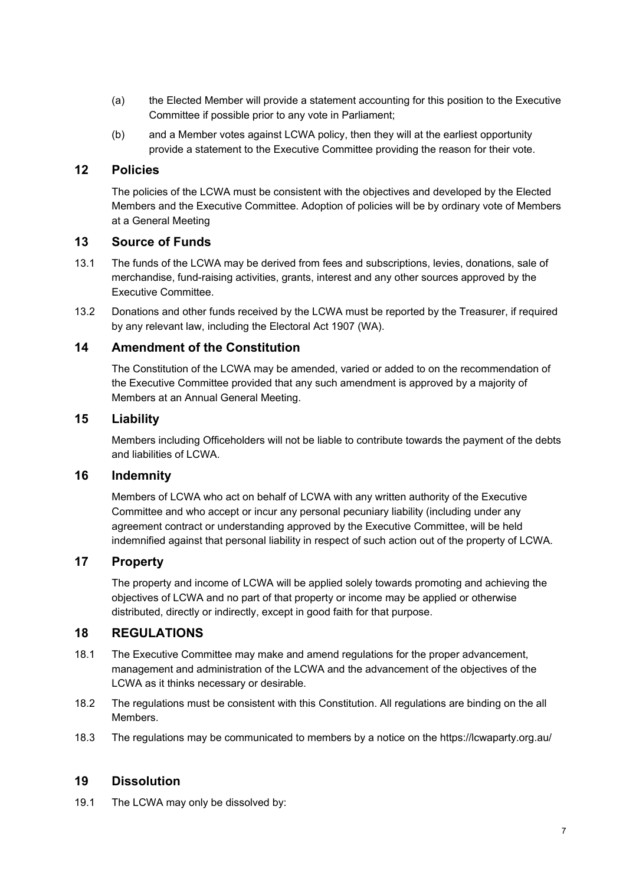(a) the Elected Member will provide a statement accounting for this position to the Executive Committee if possible prior to any vote in Parliament;

(b) and a Member votes against LCWA policy, then they will at the earliest opportunity provide a statement to the Executive Committee providing the reason for their vote.

## 12 Policies

The policies of the LCWA must be consistent with the objectives and developed by the Elected Members and the Executive Committee. Adoption of policies will be by ordinary vote of Members at a General Meeting

## 13 Source of Funds

13.1 The funds of the LCWA may be derived from fees and subscriptions, levies, donations, sale of merchandise, fund-raising activities, grants, interest and any other sources approved by the Executive Committee.

13.2 Donations and other funds received by the LCWA must be reported by the Treasurer, if required by any relevant law, including the Electoral Act 1907 (WA).

## 14 Amendment of the Constitution

The Constitution of the LCWA may be amended, varied or added to on the recommendation of the Executive Committee provided that any such amendment is approved by a majority of Members at an Annual General Meeting.

## 15 Liability

Members including Officeholders will not be liable to contribute towards the payment of the debts and liabilities of LCWA.

## 16 Indemnity

Members of LCWA who act on behalf of LCWA with any written authority of the Executive Committee and who accept or incur any personal pecuniary liability (including under any agreement contract or understanding approved by the Executive Committee, will be held indemnified against that personal liability in respect of such action out of the property of LCWA.

## 17 Property

The property and income of LCWA will be applied solely towards promoting and achieving the objectives of LCWA and no part of that property or income may be applied or otherwise distributed, directly or indirectly, except in good faith for that purpose.

## 18 REGULATIONS

18.1 The Executive Committee may make and amend regulations for the proper advancement, management and administration of the LCWA and the advancement of the objectives of the LCWA as it thinks necessary or desirable.

18.2 The regulations must be consistent with this Constitution. All regulations are binding on the all Members.

18.3 The regulations may be communicated to members by a notice on the https://lcwaparty.org.au/

## 19 Dissolution

19.1 The LCWA may only be dissolved by: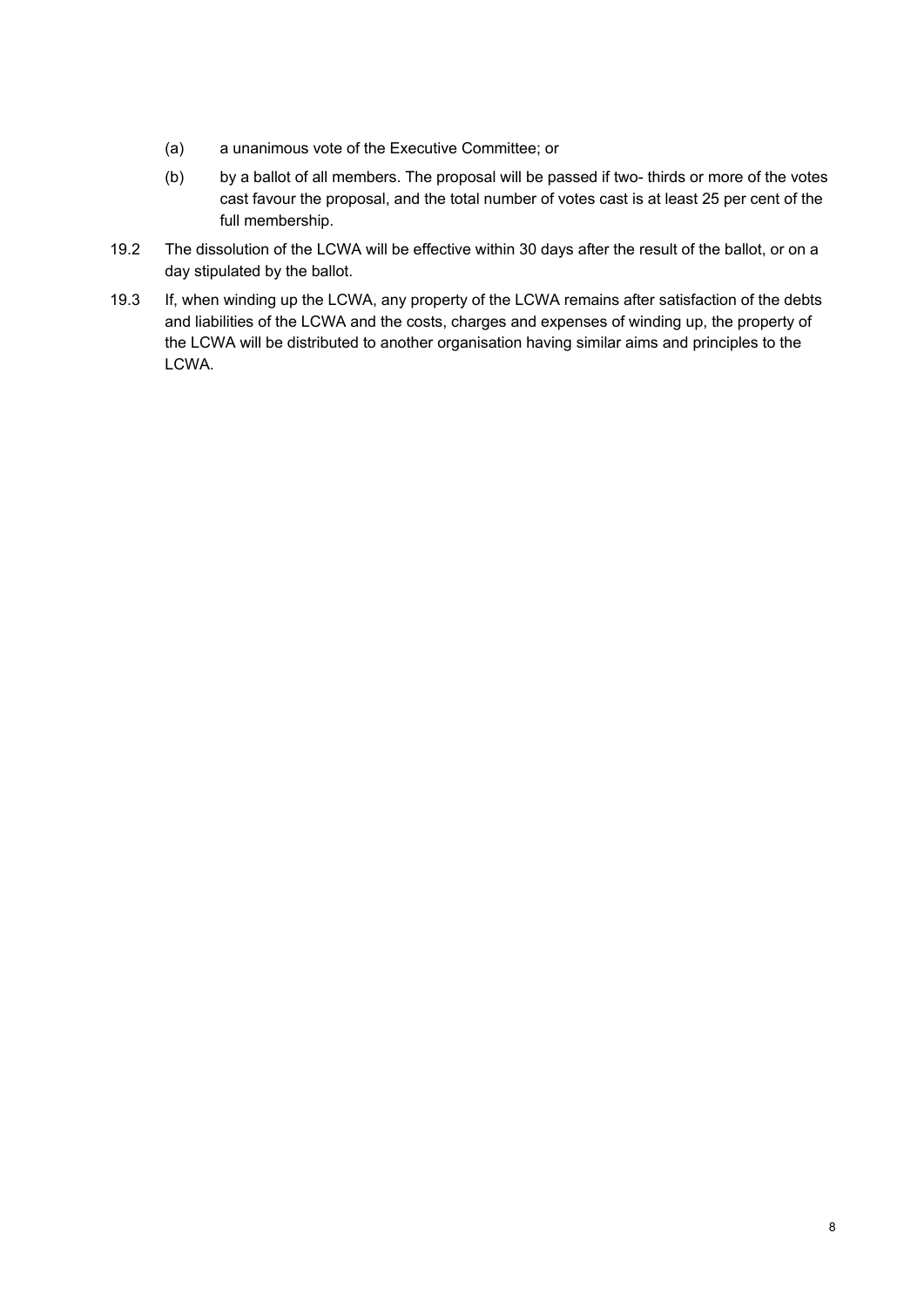(a) a unanimous vote of the Executive Committee; or

(b) by a ballot of all members. The proposal will be passed if two- thirds or more of the votes cast favour the proposal, and the total number of votes cast is at least 25 per cent of the full membership.

19.2 The dissolution of the LCWA will be effective within 30 days after the result of the ballot, or on a day stipulated by the ballot.

19.3 If, when winding up the LCWA, any property of the LCWA remains after satisfaction of the debts and liabilities of the LCWA and the costs, charges and expenses of winding up, the property of the LCWA will be distributed to another organisation having similar aims and principles to the LCWA.